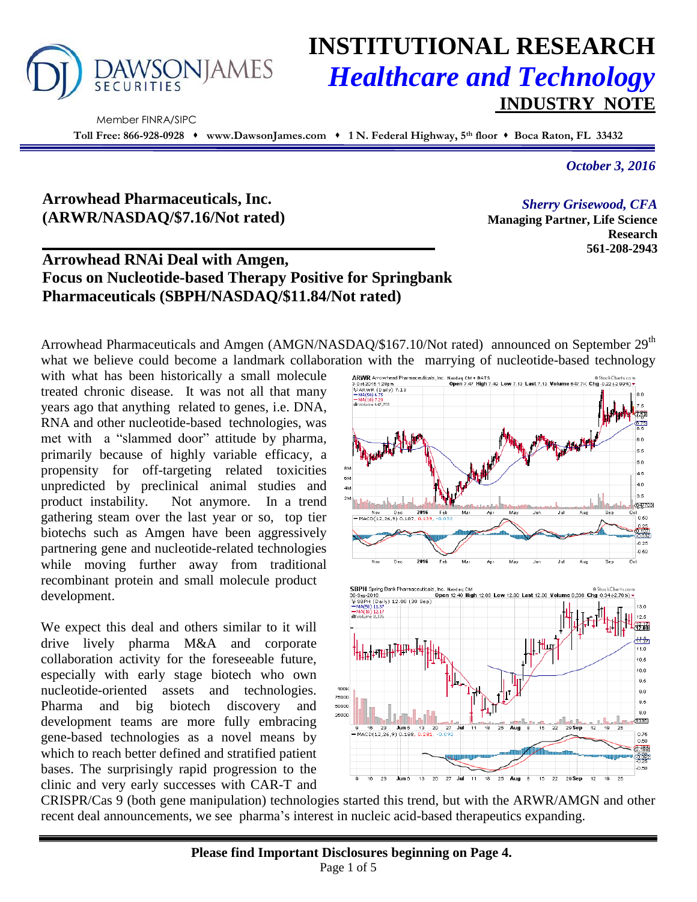# INSTITUTIONAL RESEARCH

## *Healthcare and Technology*

## INDUSTRY NOTE

Member FINRA/SIPC

**Toll Free: 866-928-0928 ♦ www.DawsonJames.com ♦ 1 N. Federal Highway, 5th floor ♦ Boca Raton, FL 33432**

*October 3, 2016*

**Arrowhead Pharmaceuticals, Inc.**
**(ARWR/NASDAQ/$7.16/Not rated)**

*Sherry Grisewood, CFA*
**Managing Partner, Life Science Research**
**561-208-2943**

### Arrowhead RNAi Deal with Amgen, Focus on Nucleotide-based Therapy Positive for Springbank Pharmaceuticals (SBPH/NASDAQ/$11.84/Not rated)

Arrowhead Pharmaceuticals and Amgen (AMGN/NASDAQ/$167.10/Not rated) announced on September 29th what we believe could become a landmark collaboration with the marrying of nucleotide-based technology with what has been historically a small molecule treated chronic disease. It was not all that many years ago that anything related to genes, i.e. DNA, RNA and other nucleotide-based technologies, was met with a "slammed door" attitude by pharma, primarily because of highly variable efficacy, a propensity for off-targeting related toxicities unpredicted by preclinical animal studies and product instability. Not anymore. In a trend gathering steam over the last year or so, top tier biotechs such as Amgen have been aggressively partnering gene and nucleotide-related technologies while moving further away from traditional recombinant protein and small molecule product development.

We expect this deal and others similar to it will drive lively pharma M&A and corporate collaboration activity for the foreseeable future, especially with early stage biotech who own nucleotide-oriented assets and technologies. Pharma and big biotech discovery and development teams are more fully embracing gene-based technologies as a novel means by which to reach better defined and stratified patient bases. The surprisingly rapid progression to the clinic and very early successes with CAR-T and CRISPR/Cas 9 (both gene manipulation) technologies started this trend, but with the ARWR/AMGN and other recent deal announcements, we see pharma's interest in nucleic acid-based therapeutics expanding.

**Please find Important Disclosures beginning on Page 4.**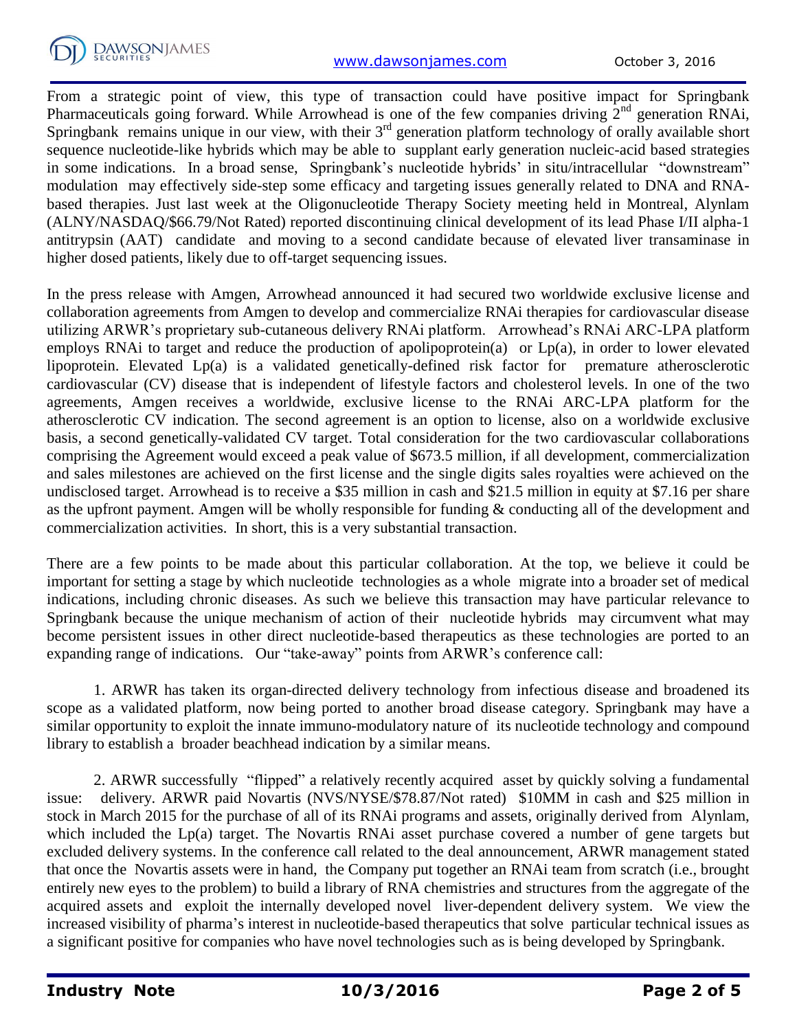From a strategic point of view, this type of transaction could have positive impact for Springbank Pharmaceuticals going forward. While Arrowhead is one of the few companies driving 2[nd] generation RNAi, Springbank remains unique in our view, with their 3[rd] generation platform technology of orally available short sequence nucleotide-like hybrids which may be able to supplant early generation nucleic-acid based strategies in some indications. In a broad sense, Springbank's nucleotide hybrids' in situ/intracellular "downstream" modulation may effectively side-step some efficacy and targeting issues generally related to DNA and RNA-based therapies. Just last week at the Oligonucleotide Therapy Society meeting held in Montreal, Alynlam (ALNY/NASDAQ/$66.79/Not Rated) reported discontinuing clinical development of its lead Phase I/II alpha-1 antitrypsin (AAT) candidate and moving to a second candidate because of elevated liver transaminase in higher dosed patients, likely due to off-target sequencing issues.

In the press release with Amgen, Arrowhead announced it had secured two worldwide exclusive license and collaboration agreements from Amgen to develop and commercialize RNAi therapies for cardiovascular disease utilizing ARWR's proprietary sub-cutaneous delivery RNAi platform. Arrowhead's RNAi ARC-LPA platform employs RNAi to target and reduce the production of apolipoprotein(a) or Lp(a), in order to lower elevated lipoprotein. Elevated Lp(a) is a validated genetically-defined risk factor for premature atherosclerotic cardiovascular (CV) disease that is independent of lifestyle factors and cholesterol levels. In one of the two agreements, Amgen receives a worldwide, exclusive license to the RNAi ARC-LPA platform for the atherosclerotic CV indication. The second agreement is an option to license, also on a worldwide exclusive basis, a second genetically-validated CV target. Total consideration for the two cardiovascular collaborations comprising the Agreement would exceed a peak value of $673.5 million, if all development, commercialization and sales milestones are achieved on the first license and the single digits sales royalties were achieved on the undisclosed target. Arrowhead is to receive a $35 million in cash and $21.5 million in equity at $7.16 per share as the upfront payment. Amgen will be wholly responsible for funding & conducting all of the development and commercialization activities. In short, this is a very substantial transaction.

There are a few points to be made about this particular collaboration. At the top, we believe it could be important for setting a stage by which nucleotide technologies as a whole migrate into a broader set of medical indications, including chronic diseases. As such we believe this transaction may have particular relevance to Springbank because the unique mechanism of action of their nucleotide hybrids may circumvent what may become persistent issues in other direct nucleotide-based therapeutics as these technologies are ported to an expanding range of indications. Our "take-away" points from ARWR's conference call:

1. ARWR has taken its organ-directed delivery technology from infectious disease and broadened its scope as a validated platform, now being ported to another broad disease category. Springbank may have a similar opportunity to exploit the innate immuno-modulatory nature of its nucleotide technology and compound library to establish a broader beachhead indication by a similar means.

2. ARWR successfully "flipped" a relatively recently acquired asset by quickly solving a fundamental issue: delivery. ARWR paid Novartis (NVS/NYSE/$78.87/Not rated) $10MM in cash and $25 million in stock in March 2015 for the purchase of all of its RNAi programs and assets, originally derived from Alynlam, which included the Lp(a) target. The Novartis RNAi asset purchase covered a number of gene targets but excluded delivery systems. In the conference call related to the deal announcement, ARWR management stated that once the Novartis assets were in hand, the Company put together an RNAi team from scratch (i.e., brought entirely new eyes to the problem) to build a library of RNA chemistries and structures from the aggregate of the acquired assets and exploit the internally developed novel liver-dependent delivery system. We view the increased visibility of pharma's interest in nucleotide-based therapeutics that solve particular technical issues as a significant positive for companies who have novel technologies such as is being developed by Springbank.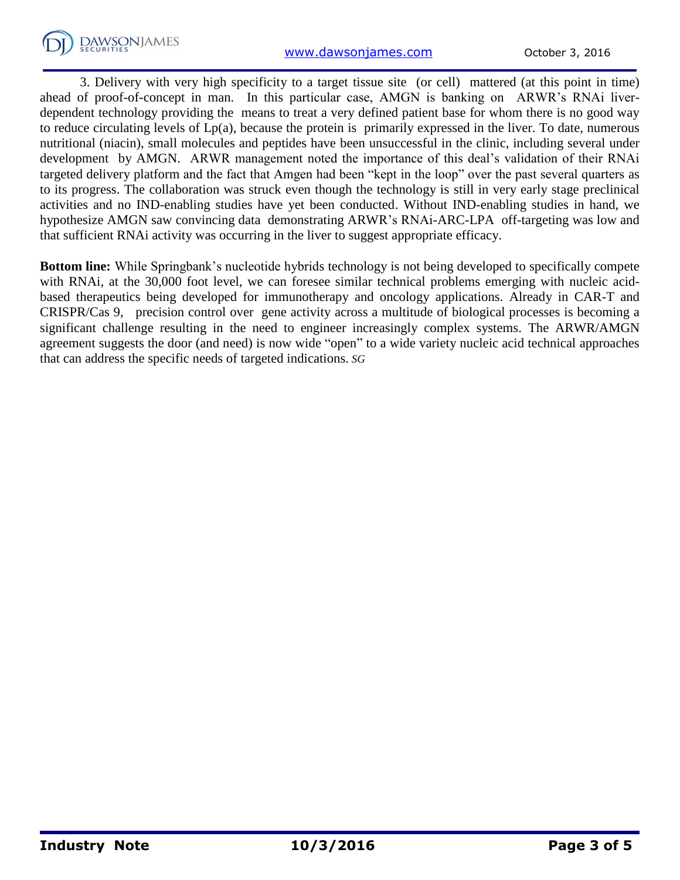3. Delivery with very high specificity to a target tissue site (or cell) mattered (at this point in time) ahead of proof-of-concept in man. In this particular case, AMGN is banking on ARWR's RNAi liver-dependent technology providing the means to treat a very defined patient base for whom there is no good way to reduce circulating levels of Lp(a), because the protein is primarily expressed in the liver. To date, numerous nutritional (niacin), small molecules and peptides have been unsuccessful in the clinic, including several under development by AMGN. ARWR management noted the importance of this deal's validation of their RNAi targeted delivery platform and the fact that Amgen had been "kept in the loop" over the past several quarters as to its progress. The collaboration was struck even though the technology is still in very early stage preclinical activities and no IND-enabling studies have yet been conducted. Without IND-enabling studies in hand, we hypothesize AMGN saw convincing data demonstrating ARWR's RNAi-ARC-LPA off-targeting was low and that sufficient RNAi activity was occurring in the liver to suggest appropriate efficacy.

**Bottom line:** While Springbank's nucleotide hybrids technology is not being developed to specifically compete with RNAi, at the 30,000 foot level, we can foresee similar technical problems emerging with nucleic acid-based therapeutics being developed for immunotherapy and oncology applications. Already in CAR-T and CRISPR/Cas 9, precision control over gene activity across a multitude of biological processes is becoming a significant challenge resulting in the need to engineer increasingly complex systems. The ARWR/AMGN agreement suggests the door (and need) is now wide "open" to a wide variety nucleic acid technical approaches that can address the specific needs of targeted indications. *SG*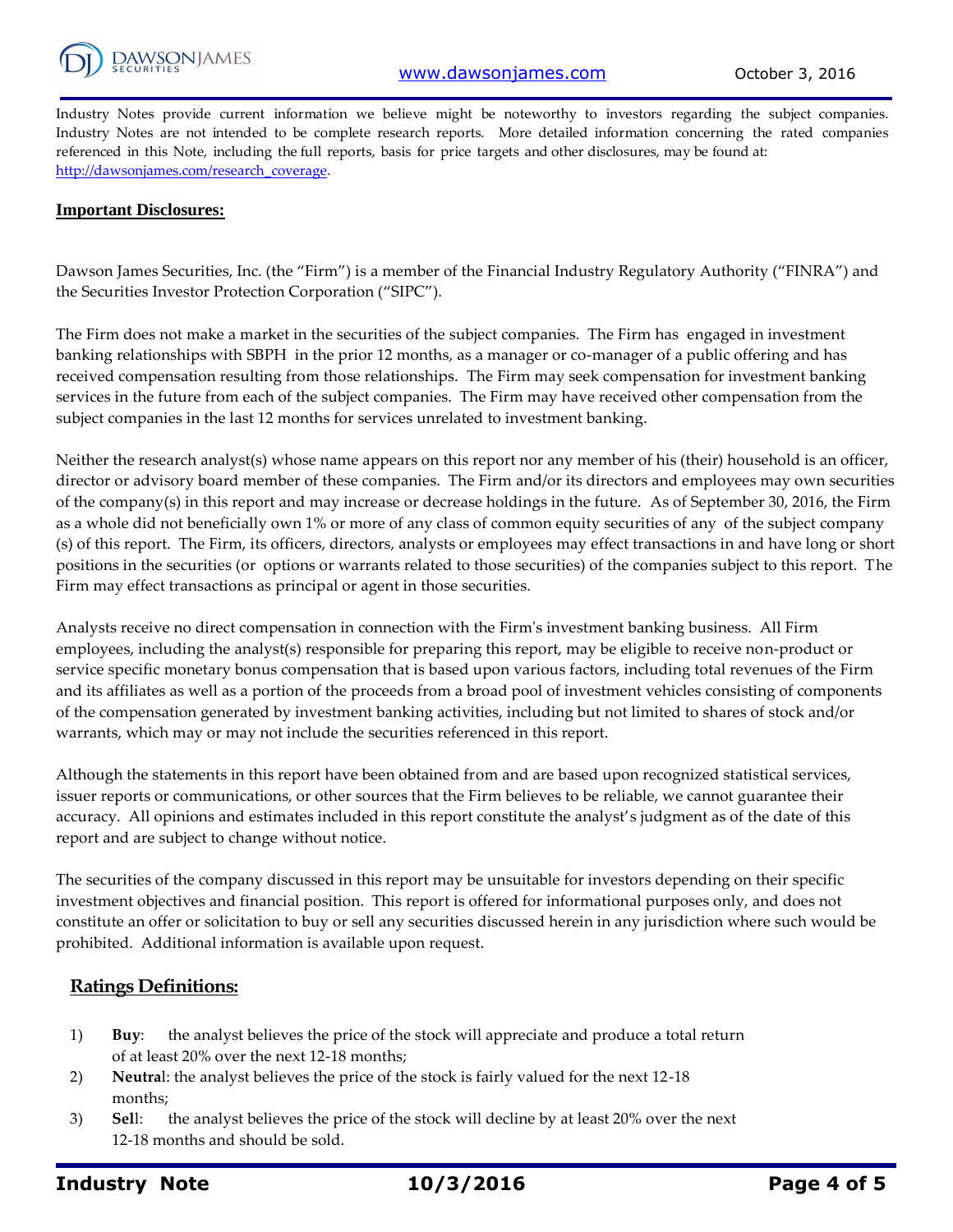Industry Notes provide current information we believe might be noteworthy to investors regarding the subject companies. Industry Notes are not intended to be complete research reports. More detailed information concerning the rated companies referenced in this Note, including the full reports, basis for price targets and other disclosures, may be found at: [http://dawsonjames.com/research_coverage](http://dawsonjames.com/research_coverage).

**Important Disclosures:**

Dawson James Securities, Inc. (the "Firm") is a member of the Financial Industry Regulatory Authority ("FINRA") and the Securities Investor Protection Corporation ("SIPC").

The Firm does not make a market in the securities of the subject companies. The Firm has engaged in investment banking relationships with SBPH in the prior 12 months, as a manager or co-manager of a public offering and has received compensation resulting from those relationships. The Firm may seek compensation for investment banking services in the future from each of the subject companies. The Firm may have received other compensation from the subject companies in the last 12 months for services unrelated to investment banking.

Neither the research analyst(s) whose name appears on this report nor any member of his (their) household is an officer, director or advisory board member of these companies. The Firm and/or its directors and employees may own securities of the company(s) in this report and may increase or decrease holdings in the future. As of September 30, 2016, the Firm as a whole did not beneficially own 1% or more of any class of common equity securities of any of the subject company (s) of this report. The Firm, its officers, directors, analysts or employees may effect transactions in and have long or short positions in the securities (or options or warrants related to those securities) of the companies subject to this report. The Firm may effect transactions as principal or agent in those securities.

Analysts receive no direct compensation in connection with the Firm's investment banking business. All Firm employees, including the analyst(s) responsible for preparing this report, may be eligible to receive non-product or service specific monetary bonus compensation that is based upon various factors, including total revenues of the Firm and its affiliates as well as a portion of the proceeds from a broad pool of investment vehicles consisting of components of the compensation generated by investment banking activities, including but not limited to shares of stock and/or warrants, which may or may not include the securities referenced in this report.

Although the statements in this report have been obtained from and are based upon recognized statistical services, issuer reports or communications, or other sources that the Firm believes to be reliable, we cannot guarantee their accuracy. All opinions and estimates included in this report constitute the analyst's judgment as of the date of this report and are subject to change without notice.

The securities of the company discussed in this report may be unsuitable for investors depending on their specific investment objectives and financial position. This report is offered for informational purposes only, and does not constitute an offer or solicitation to buy or sell any securities discussed herein in any jurisdiction where such would be prohibited. Additional information is available upon request.

## Ratings Definitions:

1) **Buy**: the analyst believes the price of the stock will appreciate and produce a total return of at least 20% over the next 12-18 months;
2) **Neutral**: the analyst believes the price of the stock is fairly valued for the next 12-18 months;
3) **Sell**: the analyst believes the price of the stock will decline by at least 20% over the next 12-18 months and should be sold.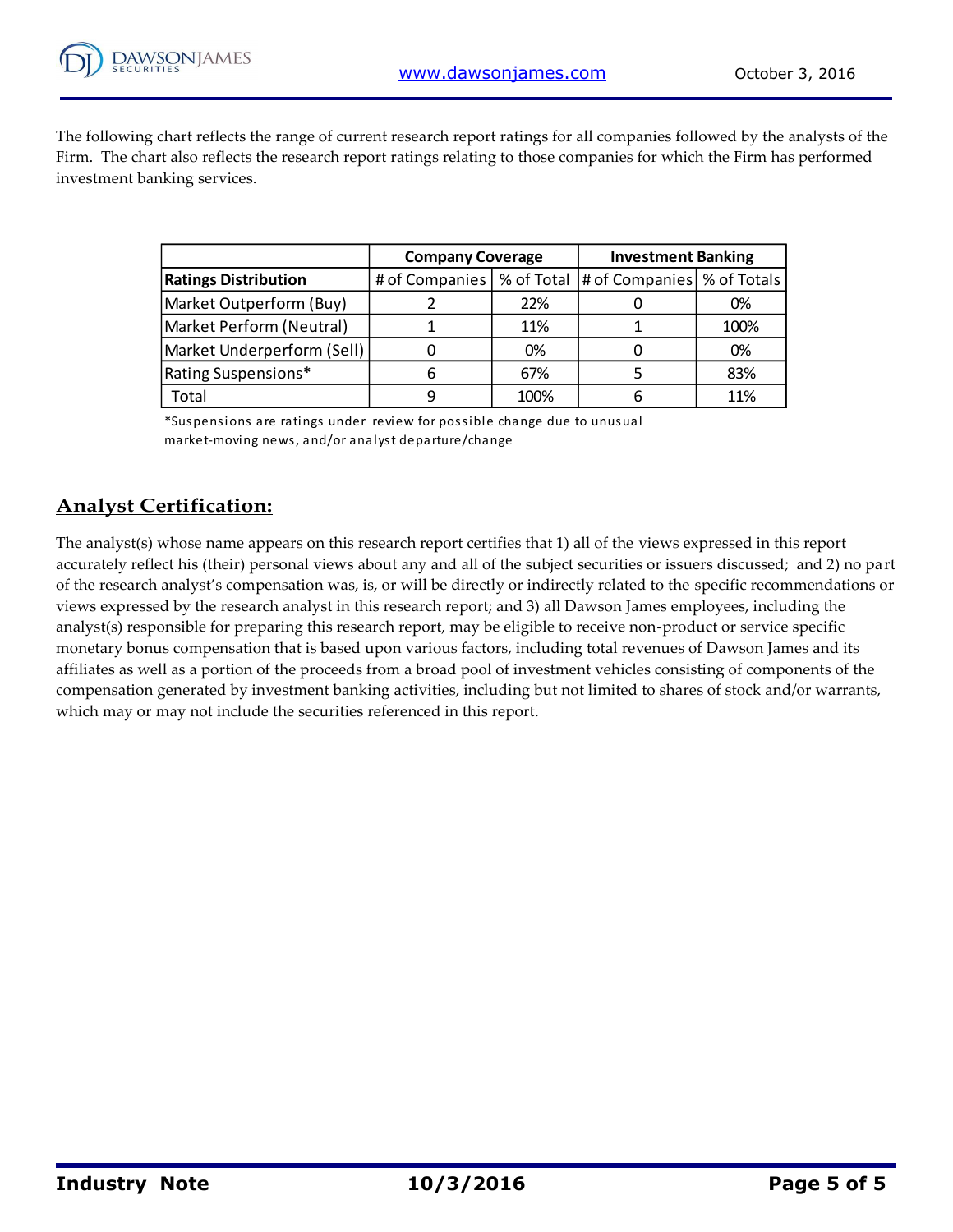The following chart reflects the range of current research report ratings for all companies followed by the analysts of the Firm. The chart also reflects the research report ratings relating to those companies for which the Firm has performed investment banking services.

| | Company Coverage | | Investment Banking | |
|---|---|---|---|---|
| **Ratings Distribution** | # of Companies | % of Total | # of Companies | % of Totals |
| Market Outperform (Buy) | 2 | 22% | 0 | 0% |
| Market Perform (Neutral) | 1 | 11% | 1 | 100% |
| Market Underperform (Sell) | 0 | 0% | 0 | 0% |
| Rating Suspensions* | 6 | 67% | 5 | 83% |
| Total | 9 | 100% | 6 | 11% |

*Suspensions are ratings under review for possible change due to unusual market-moving news, and/or analyst departure/change

## Analyst Certification:

The analyst(s) whose name appears on this research report certifies that 1) all of the views expressed in this report accurately reflect his (their) personal views about any and all of the subject securities or issuers discussed; and 2) no part of the research analyst's compensation was, is, or will be directly or indirectly related to the specific recommendations or views expressed by the research analyst in this research report; and 3) all Dawson James employees, including the analyst(s) responsible for preparing this research report, may be eligible to receive non-product or service specific monetary bonus compensation that is based upon various factors, including total revenues of Dawson James and its affiliates as well as a portion of the proceeds from a broad pool of investment vehicles consisting of components of the compensation generated by investment banking activities, including but not limited to shares of stock and/or warrants, which may or may not include the securities referenced in this report.